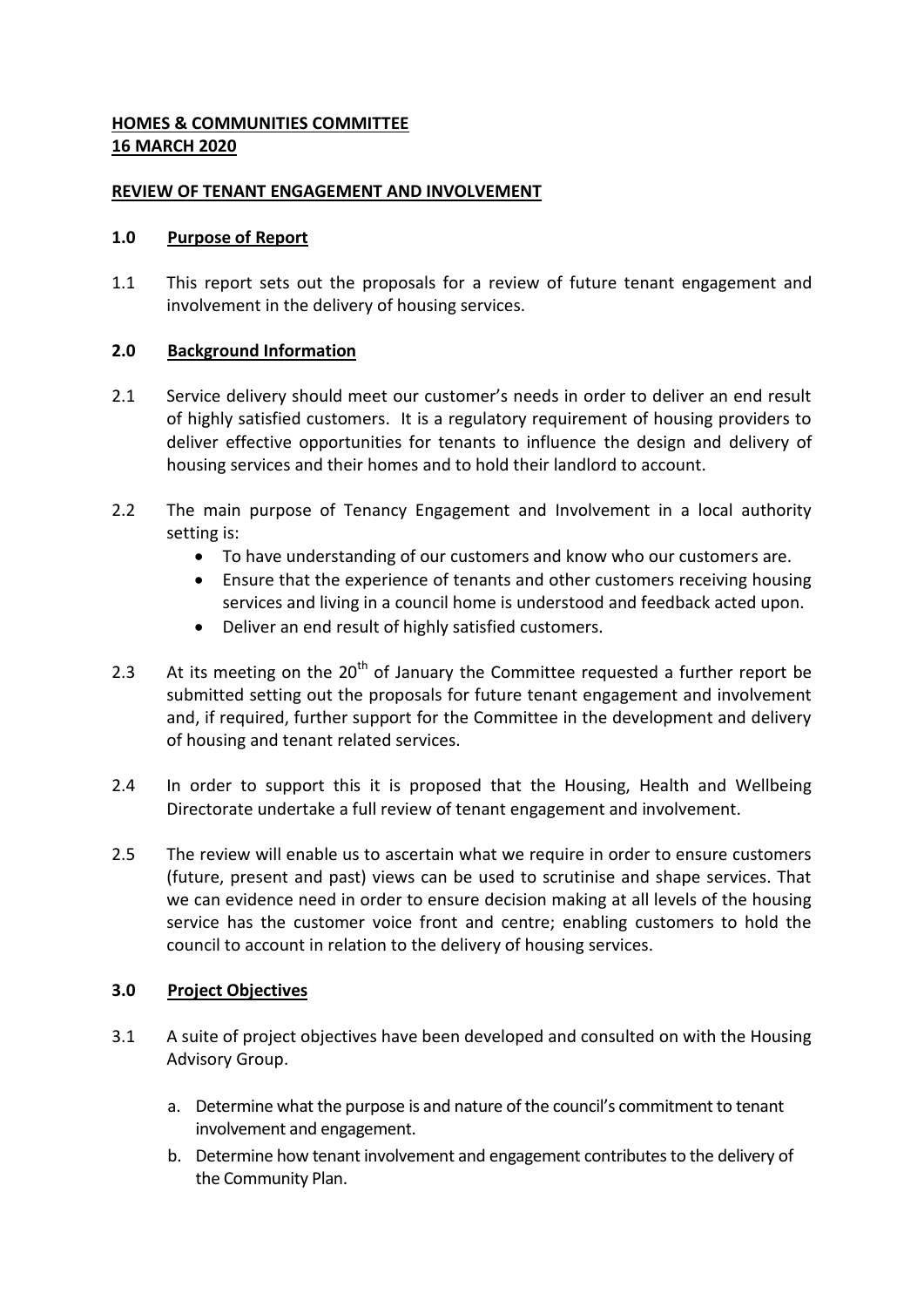**HOMES & COMMUNITIES COMMITTEE**
**16 MARCH 2020**

**REVIEW OF TENANT ENGAGEMENT AND INVOLVEMENT**

## 1.0 Purpose of Report

1.1 This report sets out the proposals for a review of future tenant engagement and involvement in the delivery of housing services.

## 2.0 Background Information

2.1 Service delivery should meet our customer's needs in order to deliver an end result of highly satisfied customers. It is a regulatory requirement of housing providers to deliver effective opportunities for tenants to influence the design and delivery of housing services and their homes and to hold their landlord to account.

2.2 The main purpose of Tenancy Engagement and Involvement in a local authority setting is:

- To have understanding of our customers and know who our customers are.
- Ensure that the experience of tenants and other customers receiving housing services and living in a council home is understood and feedback acted upon.
- Deliver an end result of highly satisfied customers.

2.3 At its meeting on the 20th of January the Committee requested a further report be submitted setting out the proposals for future tenant engagement and involvement and, if required, further support for the Committee in the development and delivery of housing and tenant related services.

2.4 In order to support this it is proposed that the Housing, Health and Wellbeing Directorate undertake a full review of tenant engagement and involvement.

2.5 The review will enable us to ascertain what we require in order to ensure customers (future, present and past) views can be used to scrutinise and shape services. That we can evidence need in order to ensure decision making at all levels of the housing service has the customer voice front and centre; enabling customers to hold the council to account in relation to the delivery of housing services.

## 3.0 Project Objectives

3.1 A suite of project objectives have been developed and consulted on with the Housing Advisory Group.

a. Determine what the purpose is and nature of the council's commitment to tenant involvement and engagement.
b. Determine how tenant involvement and engagement contributes to the delivery of the Community Plan.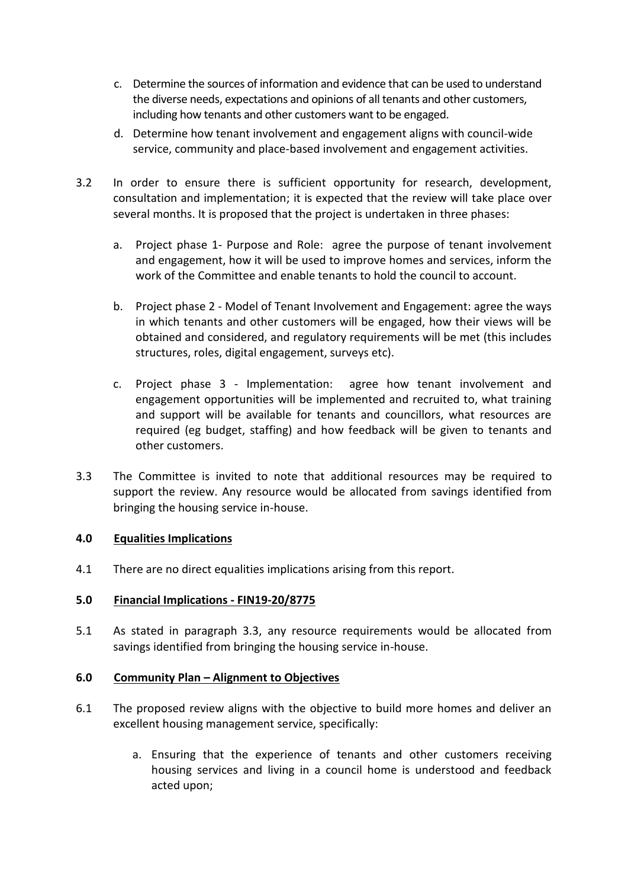c. Determine the sources of information and evidence that can be used to understand the diverse needs, expectations and opinions of all tenants and other customers, including how tenants and other customers want to be engaged.

d. Determine how tenant involvement and engagement aligns with council-wide service, community and place-based involvement and engagement activities.

3.2 In order to ensure there is sufficient opportunity for research, development, consultation and implementation; it is expected that the review will take place over several months. It is proposed that the project is undertaken in three phases:

a. Project phase 1- Purpose and Role: agree the purpose of tenant involvement and engagement, how it will be used to improve homes and services, inform the work of the Committee and enable tenants to hold the council to account.

b. Project phase 2 - Model of Tenant Involvement and Engagement: agree the ways in which tenants and other customers will be engaged, how their views will be obtained and considered, and regulatory requirements will be met (this includes structures, roles, digital engagement, surveys etc).

c. Project phase 3 - Implementation: agree how tenant involvement and engagement opportunities will be implemented and recruited to, what training and support will be available for tenants and councillors, what resources are required (eg budget, staffing) and how feedback will be given to tenants and other customers.

3.3 The Committee is invited to note that additional resources may be required to support the review. Any resource would be allocated from savings identified from bringing the housing service in-house.

## 4.0 Equalities Implications

4.1 There are no direct equalities implications arising from this report.

## 5.0 Financial Implications - FIN19-20/8775

5.1 As stated in paragraph 3.3, any resource requirements would be allocated from savings identified from bringing the housing service in-house.

## 6.0 Community Plan – Alignment to Objectives

6.1 The proposed review aligns with the objective to build more homes and deliver an excellent housing management service, specifically:

a. Ensuring that the experience of tenants and other customers receiving housing services and living in a council home is understood and feedback acted upon;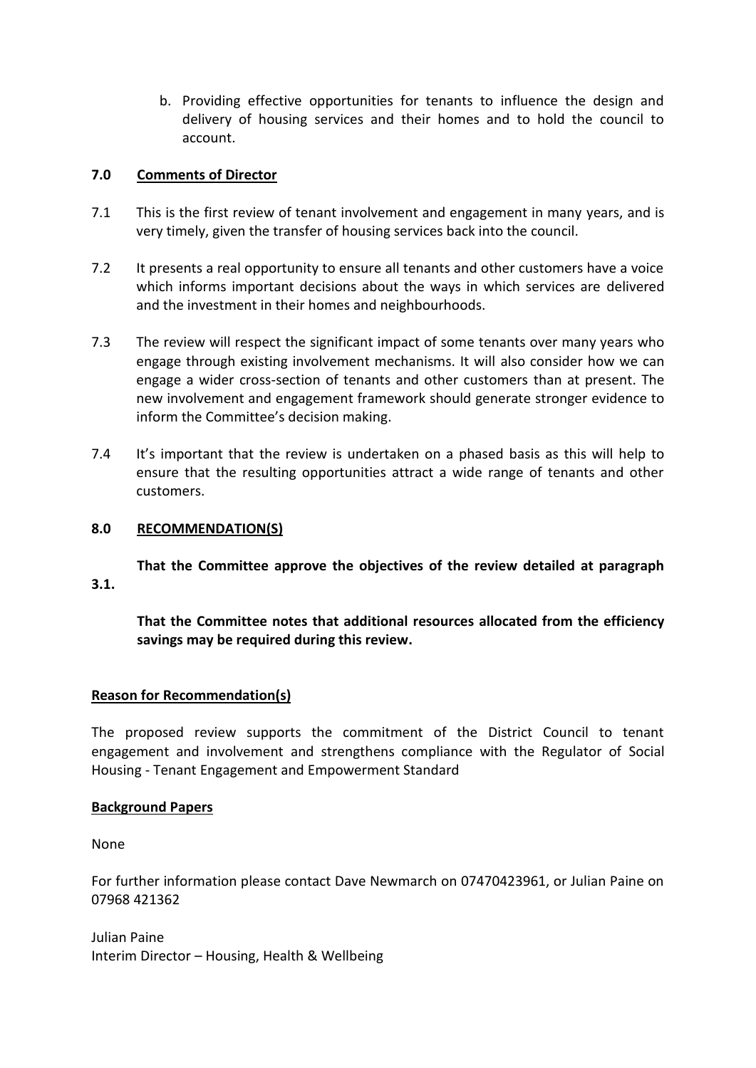b. Providing effective opportunities for tenants to influence the design and delivery of housing services and their homes and to hold the council to account.

## 7.0 Comments of Director

7.1 This is the first review of tenant involvement and engagement in many years, and is very timely, given the transfer of housing services back into the council.

7.2 It presents a real opportunity to ensure all tenants and other customers have a voice which informs important decisions about the ways in which services are delivered and the investment in their homes and neighbourhoods.

7.3 The review will respect the significant impact of some tenants over many years who engage through existing involvement mechanisms. It will also consider how we can engage a wider cross-section of tenants and other customers than at present. The new involvement and engagement framework should generate stronger evidence to inform the Committee's decision making.

7.4 It's important that the review is undertaken on a phased basis as this will help to ensure that the resulting opportunities attract a wide range of tenants and other customers.

## 8.0 RECOMMENDATION(S)

**That the Committee approve the objectives of the review detailed at paragraph 3.1.**

**That the Committee notes that additional resources allocated from the efficiency savings may be required during this review.**

**Reason for Recommendation(s)**

The proposed review supports the commitment of the District Council to tenant engagement and involvement and strengthens compliance with the Regulator of Social Housing - Tenant Engagement and Empowerment Standard

**Background Papers**

None

For further information please contact Dave Newmarch on 07470423961, or Julian Paine on 07968 421362

Julian Paine
Interim Director – Housing, Health & Wellbeing